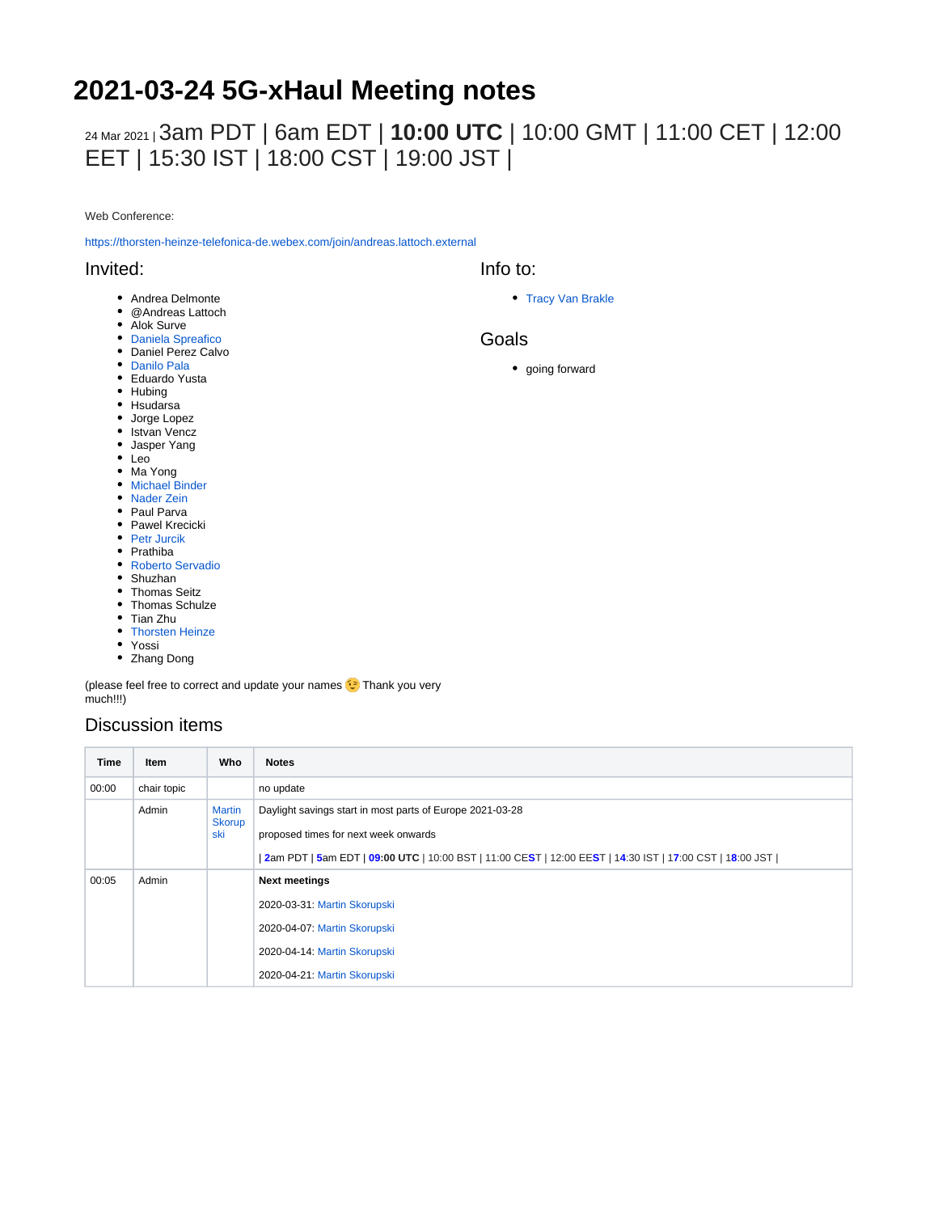# 2021-03-24 5G-xHaul Meeting notes

24 Mar 2021 | 3am PDT | 6am EDT | **10:00 UTC** | 10:00 GMT | 11:00 CET | 12:00 EET | 15:30 IST | 18:00 CST | 19:00 JST |

Web Conference:

https://thorsten-heinze-telefonica-de.webex.com/join/andreas.lattoch.external

## Invited:

- Andrea Delmonte
- @Andreas Lattoch
- Alok Surve
- Daniela Spreafico
- Daniel Perez Calvo
- Danilo Pala
- Eduardo Yusta
- Hubing
- Hsudarsa
- Jorge Lopez
- Istvan Vencz
- Jasper Yang
- Leo
- Ma Yong
- Michael Binder
- Nader Zein
- Paul Parva
- Pawel Krecicki
- Petr Jurcik
- Prathiba
- Roberto Servadio
- Shuzhan
- Thomas Seitz
- Thomas Schulze
- Tian Zhu
- Thorsten Heinze
- Yossi
- Zhang Dong

(please feel free to correct and update your names 😉 Thank you very much!!!)

## Info to:

- Tracy Van Brakle

## Goals

- going forward

## Discussion items

| Time | Item | Who | Notes |
|---|---|---|---|
| 00:00 | chair topic | | no update |
| | Admin | Martin Skorupski | Daylight savings start in most parts of Europe 2021-03-28<br><br>proposed times for next week onwards<br><br>\| **2**am PDT \| **5**am EDT \| **09:00 UTC** \| 10:00 BST \| 11:00 CE**S**T \| 12:00 EE**S**T \| **14**:30 IST \| **17**:00 CST \| **18**:00 JST \| |
| 00:05 | Admin | | **Next meetings**<br><br>2020-03-31: Martin Skorupski<br><br>2020-04-07: Martin Skorupski<br><br>2020-04-14: Martin Skorupski<br><br>2020-04-21: Martin Skorupski |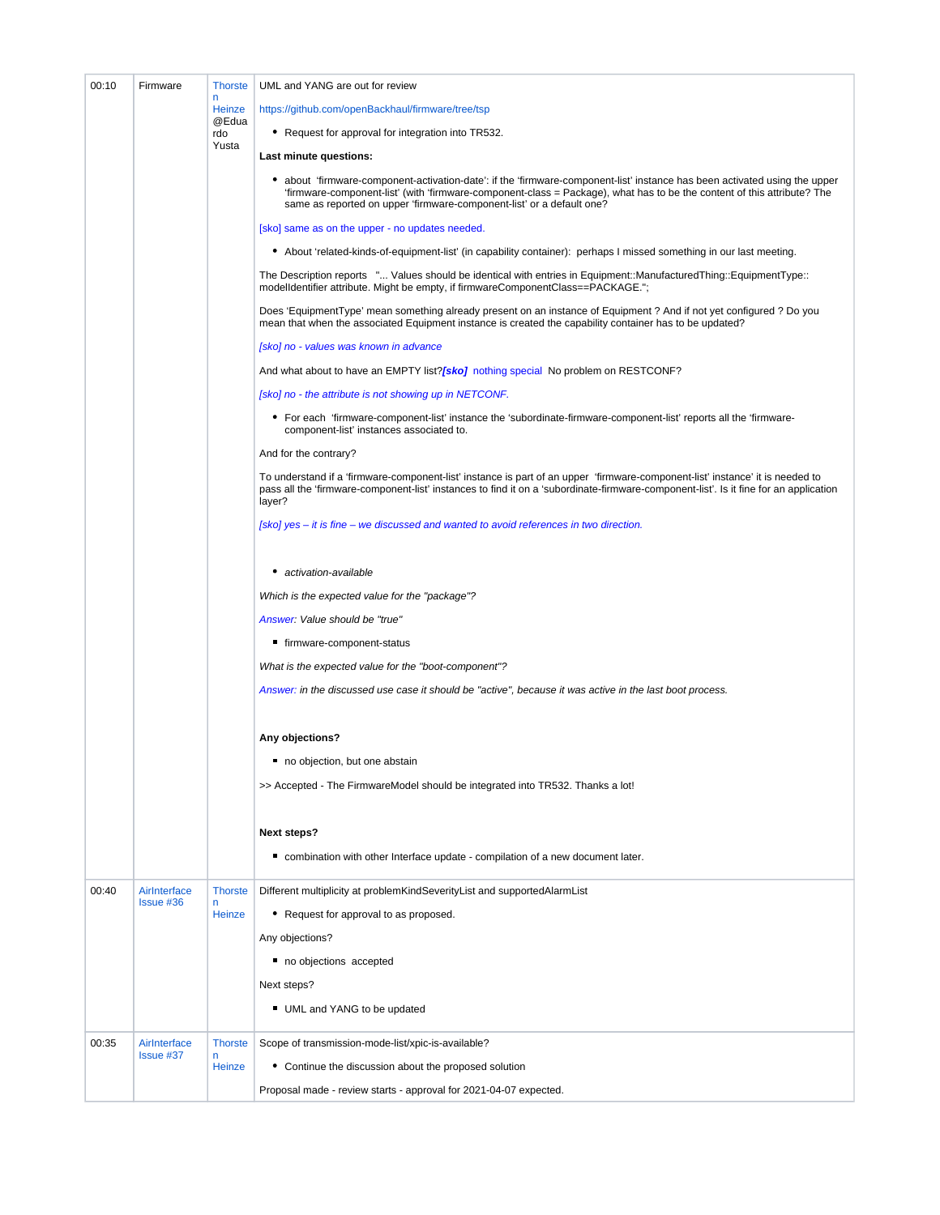| | | | |
|---|---|---|---|
| 00:10 | Firmware | Thorsten Heinze @Eduardo Yusta | UML and YANG are out for review<br><br>https://github.com/openBackhaul/firmware/tree/tsp<br><br>• Request for approval for integration into TR532.<br><br>**Last minute questions:**<br><br>• about 'firmware-component-activation-date': if the 'firmware-component-list' instance has been activated using the upper 'firmware-component-list' (with 'firmware-component-class = Package), what has to be the content of this attribute? The same as reported on upper 'firmware-component-list' or a default one?<br><br>[sko] same as on the upper - no updates needed.<br><br>• About 'related-kinds-of-equipment-list' (in capability container): perhaps I missed something in our last meeting.<br><br>The Description reports "... Values should be identical with entries in Equipment::ManufacturedThing::EquipmentType::modelIdentifier attribute. Might be empty, if firmwareComponentClass==PACKAGE.";<br><br>Does 'EquipmentType' mean something already present on an instance of Equipment ? And if not yet configured ? Do you mean that when the associated Equipment instance is created the capability container has to be updated?<br><br>*[sko] no - values was known in advance*<br><br>And what about to have an EMPTY list?***[sko]*** nothing special No problem on RESTCONF?<br><br>*[sko] no - the attribute is not showing up in NETCONF.*<br><br>• For each 'firmware-component-list' instance the 'subordinate-firmware-component-list' reports all the 'firmware-component-list' instances associated to.<br><br>And for the contrary?<br><br>To understand if a 'firmware-component-list' instance is part of an upper 'firmware-component-list' instance' it is needed to pass all the 'firmware-component-list' instances to find it on a 'subordinate-firmware-component-list'. Is it fine for an application layer?<br><br>*[sko] yes – it is fine – we discussed and wanted to avoid references in two direction.*<br><br>• *activation-available*<br><br>*Which is the expected value for the "package"?*<br><br>*Answer: Value should be "true"*<br><br>▪ firmware-component-status<br><br>*What is the expected value for the "boot-component"?*<br><br>*Answer: in the discussed use case it should be "active", because it was active in the last boot process.*<br><br>**Any objections?**<br><br>▪ no objection, but one abstain<br><br>>> Accepted - The FirmwareModel should be integrated into TR532. Thanks a lot!<br><br>**Next steps?**<br><br>▪ combination with other Interface update - compilation of a new document later. |
| 00:40 | AirInterface Issue #36 | Thorsten Heinze | Different multiplicity at problemKindSeverityList and supportedAlarmList<br><br>• Request for approval to as proposed.<br><br>Any objections?<br><br>▪ no objections accepted<br><br>Next steps?<br><br>▪ UML and YANG to be updated |
| 00:35 | AirInterface Issue #37 | Thorsten Heinze | Scope of transmission-mode-list/xpic-is-available?<br><br>• Continue the discussion about the proposed solution<br><br>Proposal made - review starts - approval for 2021-04-07 expected. |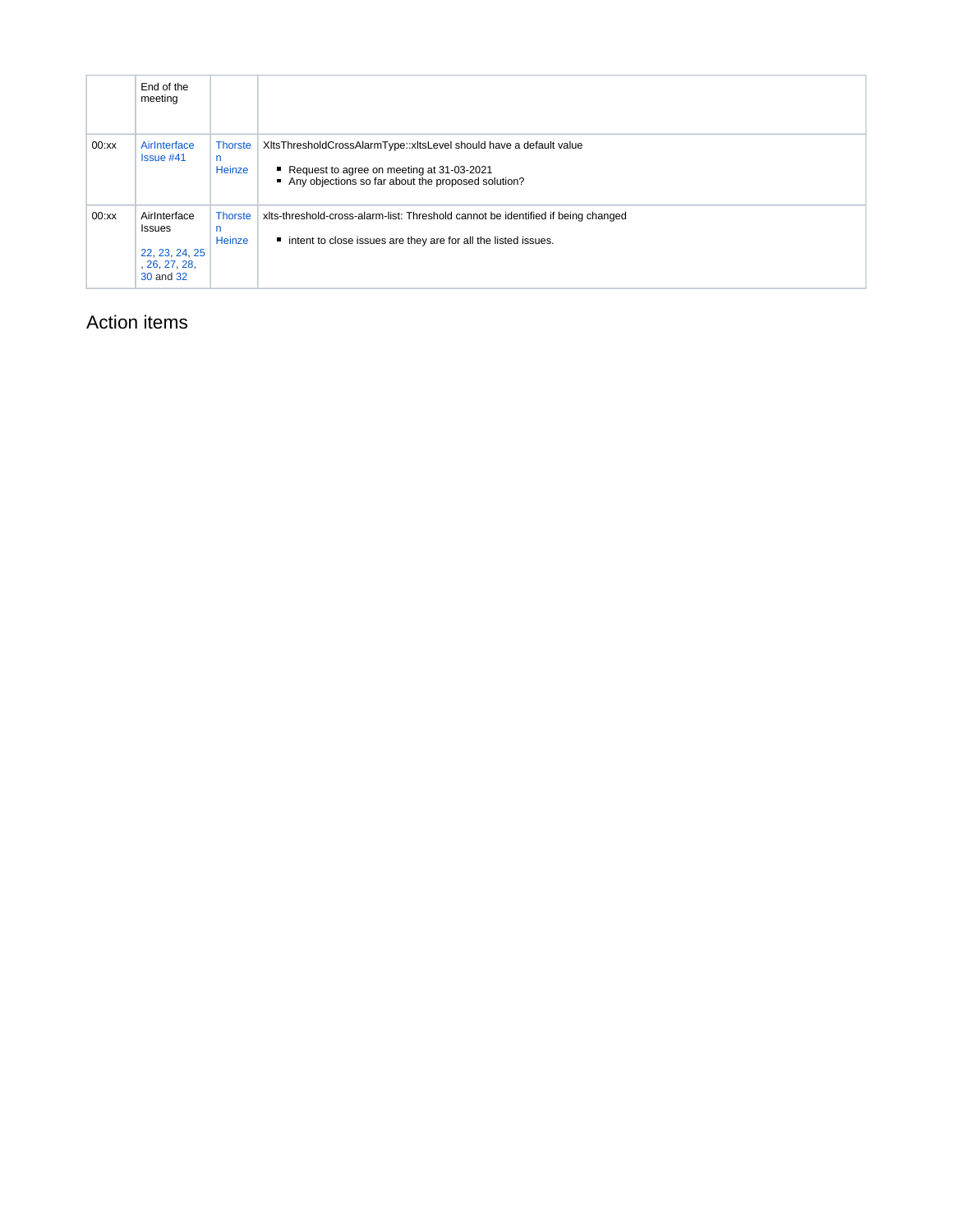| | | | |
|---|---|---|---|
| | End of the meeting | | |
| 00:xx | AirInterface Issue #41 | Thorsten Heinze | XltsThresholdCrossAlarmType::xltsLevel should have a default value<br><br>- Request to agree on meeting at 31-03-2021<br>- Any objections so far about the proposed solution? |
| 00:xx | AirInterface Issues<br><br>22, 23, 24, 25, 26, 27, 28, 30 and 32 | Thorsten Heinze | xlts-threshold-cross-alarm-list: Threshold cannot be identified if being changed<br><br>- intent to close issues are they are for all the listed issues. |

## Action items